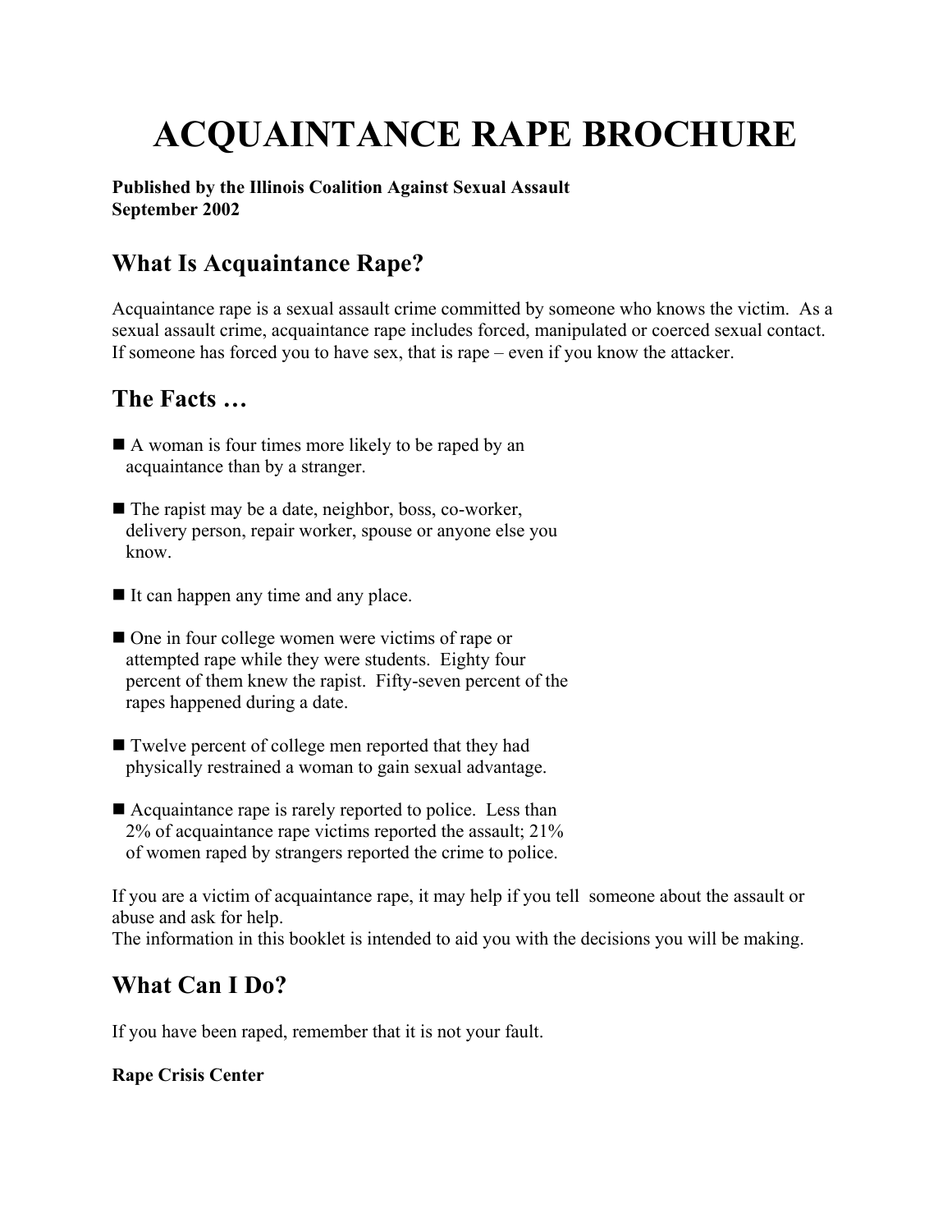# ACQUAINTANCE RAPE BROCHURE

**Published by the Illinois Coalition Against Sexual Assault**
**September 2002**

## What Is Acquaintance Rape?

Acquaintance rape is a sexual assault crime committed by someone who knows the victim. As a sexual assault crime, acquaintance rape includes forced, manipulated or coerced sexual contact. If someone has forced you to have sex, that is rape – even if you know the attacker.

## The Facts …

- A woman is four times more likely to be raped by an acquaintance than by a stranger.
- The rapist may be a date, neighbor, boss, co-worker, delivery person, repair worker, spouse or anyone else you know.
- It can happen any time and any place.
- One in four college women were victims of rape or attempted rape while they were students. Eighty four percent of them knew the rapist. Fifty-seven percent of the rapes happened during a date.
- Twelve percent of college men reported that they had physically restrained a woman to gain sexual advantage.
- Acquaintance rape is rarely reported to police. Less than 2% of acquaintance rape victims reported the assault; 21% of women raped by strangers reported the crime to police.

If you are a victim of acquaintance rape, it may help if you tell someone about the assault or abuse and ask for help.
The information in this booklet is intended to aid you with the decisions you will be making.

## What Can I Do?

If you have been raped, remember that it is not your fault.

**Rape Crisis Center**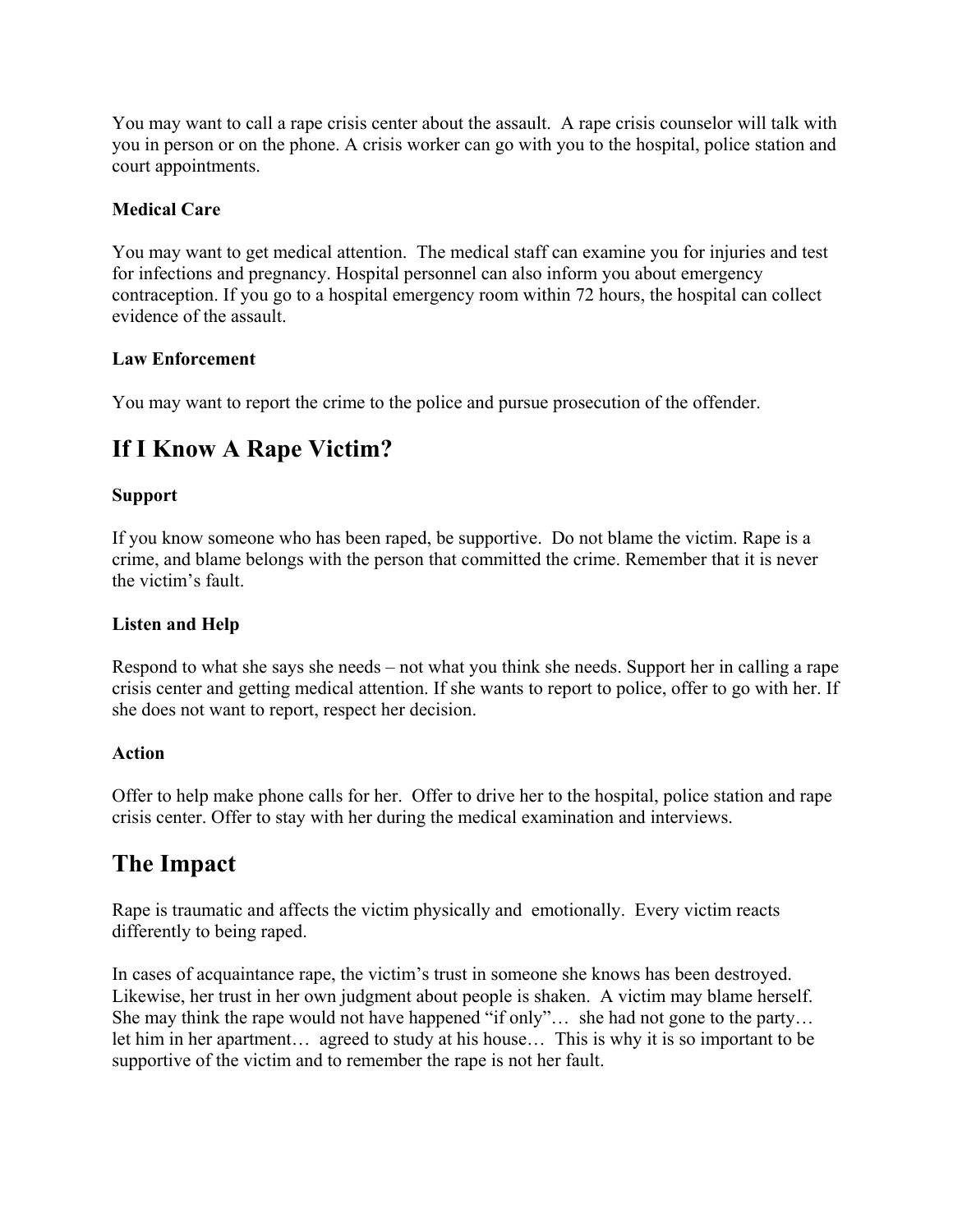You may want to call a rape crisis center about the assault. A rape crisis counselor will talk with you in person or on the phone. A crisis worker can go with you to the hospital, police station and court appointments.

**Medical Care**

You may want to get medical attention. The medical staff can examine you for injuries and test for infections and pregnancy. Hospital personnel can also inform you about emergency contraception. If you go to a hospital emergency room within 72 hours, the hospital can collect evidence of the assault.

**Law Enforcement**

You may want to report the crime to the police and pursue prosecution of the offender.

## If I Know A Rape Victim?

**Support**

If you know someone who has been raped, be supportive. Do not blame the victim. Rape is a crime, and blame belongs with the person that committed the crime. Remember that it is never the victim's fault.

**Listen and Help**

Respond to what she says she needs – not what you think she needs. Support her in calling a rape crisis center and getting medical attention. If she wants to report to police, offer to go with her. If she does not want to report, respect her decision.

**Action**

Offer to help make phone calls for her. Offer to drive her to the hospital, police station and rape crisis center. Offer to stay with her during the medical examination and interviews.

## The Impact

Rape is traumatic and affects the victim physically and emotionally. Every victim reacts differently to being raped.

In cases of acquaintance rape, the victim's trust in someone she knows has been destroyed. Likewise, her trust in her own judgment about people is shaken. A victim may blame herself. She may think the rape would not have happened "if only"… she had not gone to the party… let him in her apartment… agreed to study at his house… This is why it is so important to be supportive of the victim and to remember the rape is not her fault.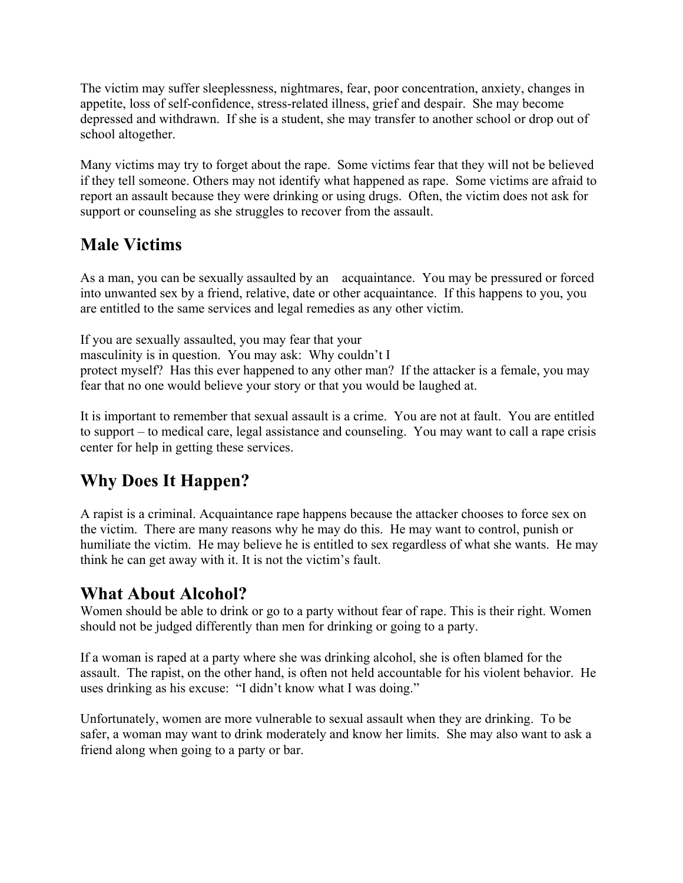The victim may suffer sleeplessness, nightmares, fear, poor concentration, anxiety, changes in appetite, loss of self-confidence, stress-related illness, grief and despair. She may become depressed and withdrawn. If she is a student, she may transfer to another school or drop out of school altogether.

Many victims may try to forget about the rape. Some victims fear that they will not be believed if they tell someone. Others may not identify what happened as rape. Some victims are afraid to report an assault because they were drinking or using drugs. Often, the victim does not ask for support or counseling as she struggles to recover from the assault.

## Male Victims

As a man, you can be sexually assaulted by an acquaintance. You may be pressured or forced into unwanted sex by a friend, relative, date or other acquaintance. If this happens to you, you are entitled to the same services and legal remedies as any other victim.

If you are sexually assaulted, you may fear that your masculinity is in question. You may ask: Why couldn't I protect myself? Has this ever happened to any other man? If the attacker is a female, you may fear that no one would believe your story or that you would be laughed at.

It is important to remember that sexual assault is a crime. You are not at fault. You are entitled to support – to medical care, legal assistance and counseling. You may want to call a rape crisis center for help in getting these services.

## Why Does It Happen?

A rapist is a criminal. Acquaintance rape happens because the attacker chooses to force sex on the victim. There are many reasons why he may do this. He may want to control, punish or humiliate the victim. He may believe he is entitled to sex regardless of what she wants. He may think he can get away with it. It is not the victim's fault.

## What About Alcohol?

Women should be able to drink or go to a party without fear of rape. This is their right. Women should not be judged differently than men for drinking or going to a party.

If a woman is raped at a party where she was drinking alcohol, she is often blamed for the assault. The rapist, on the other hand, is often not held accountable for his violent behavior. He uses drinking as his excuse: "I didn't know what I was doing."

Unfortunately, women are more vulnerable to sexual assault when they are drinking. To be safer, a woman may want to drink moderately and know her limits. She may also want to ask a friend along when going to a party or bar.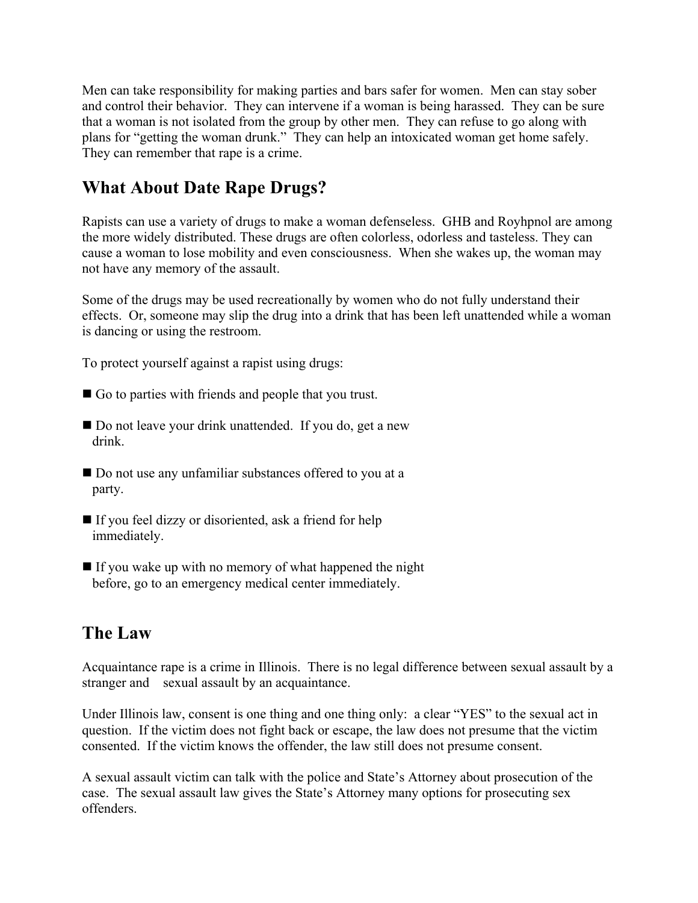Men can take responsibility for making parties and bars safer for women. Men can stay sober and control their behavior. They can intervene if a woman is being harassed. They can be sure that a woman is not isolated from the group by other men. They can refuse to go along with plans for "getting the woman drunk." They can help an intoxicated woman get home safely. They can remember that rape is a crime.

## What About Date Rape Drugs?

Rapists can use a variety of drugs to make a woman defenseless. GHB and Royhpnol are among the more widely distributed. These drugs are often colorless, odorless and tasteless. They can cause a woman to lose mobility and even consciousness. When she wakes up, the woman may not have any memory of the assault.

Some of the drugs may be used recreationally by women who do not fully understand their effects. Or, someone may slip the drug into a drink that has been left unattended while a woman is dancing or using the restroom.

To protect yourself against a rapist using drugs:

- Go to parties with friends and people that you trust.
- Do not leave your drink unattended. If you do, get a new drink.
- Do not use any unfamiliar substances offered to you at a party.
- If you feel dizzy or disoriented, ask a friend for help immediately.
- If you wake up with no memory of what happened the night before, go to an emergency medical center immediately.

## The Law

Acquaintance rape is a crime in Illinois. There is no legal difference between sexual assault by a stranger and sexual assault by an acquaintance.

Under Illinois law, consent is one thing and one thing only: a clear "YES" to the sexual act in question. If the victim does not fight back or escape, the law does not presume that the victim consented. If the victim knows the offender, the law still does not presume consent.

A sexual assault victim can talk with the police and State's Attorney about prosecution of the case. The sexual assault law gives the State's Attorney many options for prosecuting sex offenders.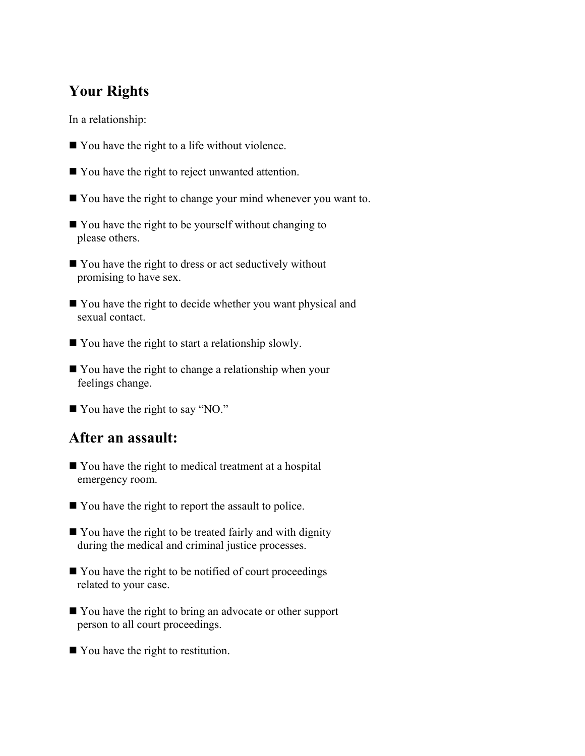## Your Rights

In a relationship:

- You have the right to a life without violence.
- You have the right to reject unwanted attention.
- You have the right to change your mind whenever you want to.
- You have the right to be yourself without changing to please others.
- You have the right to dress or act seductively without promising to have sex.
- You have the right to decide whether you want physical and sexual contact.
- You have the right to start a relationship slowly.
- You have the right to change a relationship when your feelings change.
- You have the right to say "NO."

## After an assault:

- You have the right to medical treatment at a hospital emergency room.
- You have the right to report the assault to police.
- You have the right to be treated fairly and with dignity during the medical and criminal justice processes.
- You have the right to be notified of court proceedings related to your case.
- You have the right to bring an advocate or other support person to all court proceedings.
- You have the right to restitution.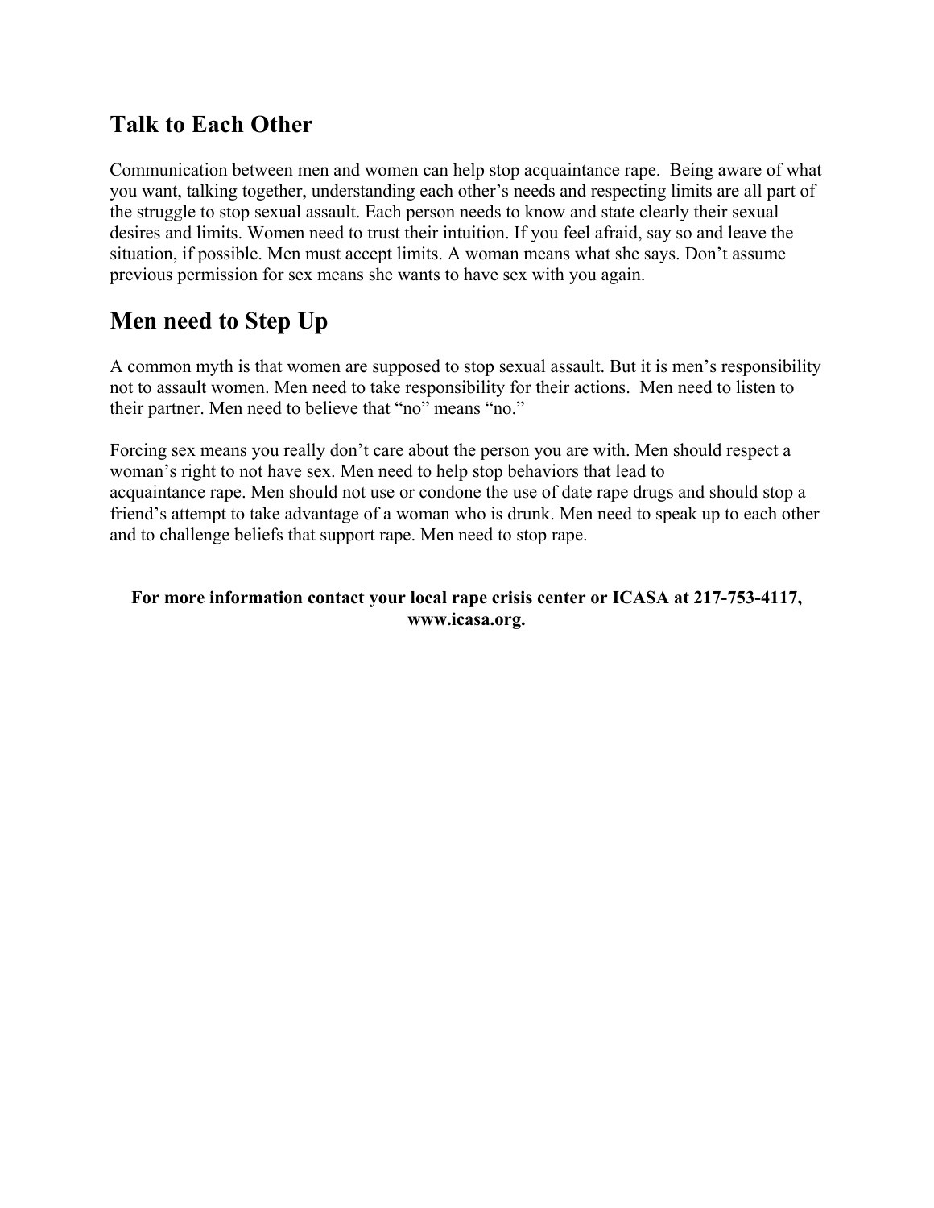## Talk to Each Other

Communication between men and women can help stop acquaintance rape. Being aware of what you want, talking together, understanding each other's needs and respecting limits are all part of the struggle to stop sexual assault. Each person needs to know and state clearly their sexual desires and limits. Women need to trust their intuition. If you feel afraid, say so and leave the situation, if possible. Men must accept limits. A woman means what she says. Don't assume previous permission for sex means she wants to have sex with you again.

## Men need to Step Up

A common myth is that women are supposed to stop sexual assault. But it is men's responsibility not to assault women. Men need to take responsibility for their actions. Men need to listen to their partner. Men need to believe that "no" means "no."

Forcing sex means you really don't care about the person you are with. Men should respect a woman's right to not have sex. Men need to help stop behaviors that lead to acquaintance rape. Men should not use or condone the use of date rape drugs and should stop a friend's attempt to take advantage of a woman who is drunk. Men need to speak up to each other and to challenge beliefs that support rape. Men need to stop rape.

**For more information contact your local rape crisis center or ICASA at 217-753-4117, www.icasa.org.**